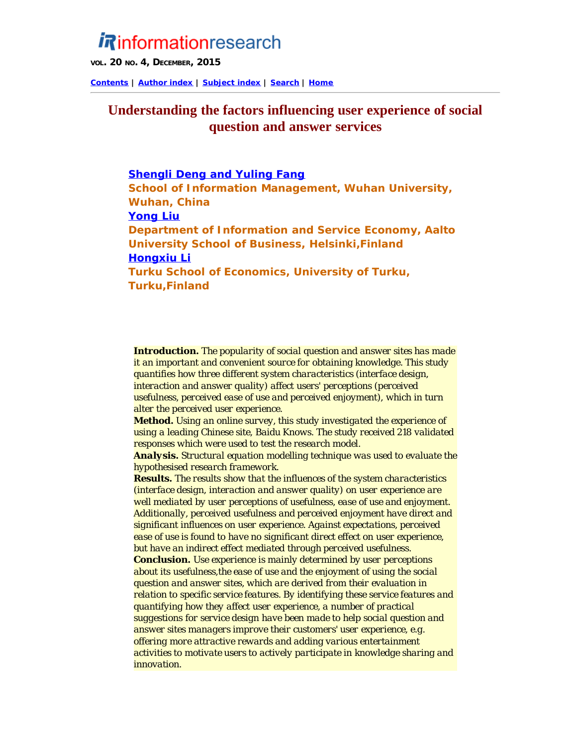# Understanding the factors influencing user experience of social question and answer services

**Shengli Deng and Yuling Fang**
**School of Information Management, Wuhan University, Wuhan, China**
**Yong Liu**
**Department of Information and Service Economy, Aalto University School of Business, Helsinki,Finland**
**Hongxiu Li**
**Turku School of Economics, University of Turku, Turku,Finland**

**Introduction.** The popularity of social question and answer sites has made it an important and convenient source for obtaining knowledge. This study quantifies how three different system characteristics (interface design, interaction and answer quality) affect users' perceptions (perceived usefulness, perceived ease of use and perceived enjoyment), which in turn alter the perceived user experience.
**Method.** Using an online survey, this study investigated the experience of using a leading Chinese site, Baidu Knows. The study received 218 validated responses which were used to test the research model.
**Analysis.** Structural equation modelling technique was used to evaluate the hypothesised research framework.
**Results.** The results show that the influences of the system characteristics (interface design, interaction and answer quality) on user experience are well mediated by user perceptions of usefulness, ease of use and enjoyment. Additionally, perceived usefulness and perceived enjoyment have direct and significant influences on user experience. Against expectations, perceived ease of use is found to have no significant direct effect on user experience, but have an indirect effect mediated through perceived usefulness.
**Conclusion.** Use experience is mainly determined by user perceptions about its usefulness,the ease of use and the enjoyment of using the social question and answer sites, which are derived from their evaluation in relation to specific service features. By identifying these service features and quantifying how they affect user experience, a number of practical suggestions for service design have been made to help social question and answer sites managers improve their customers' user experience, e.g. offering more attractive rewards and adding various entertainment activities to motivate users to actively participate in knowledge sharing and innovation.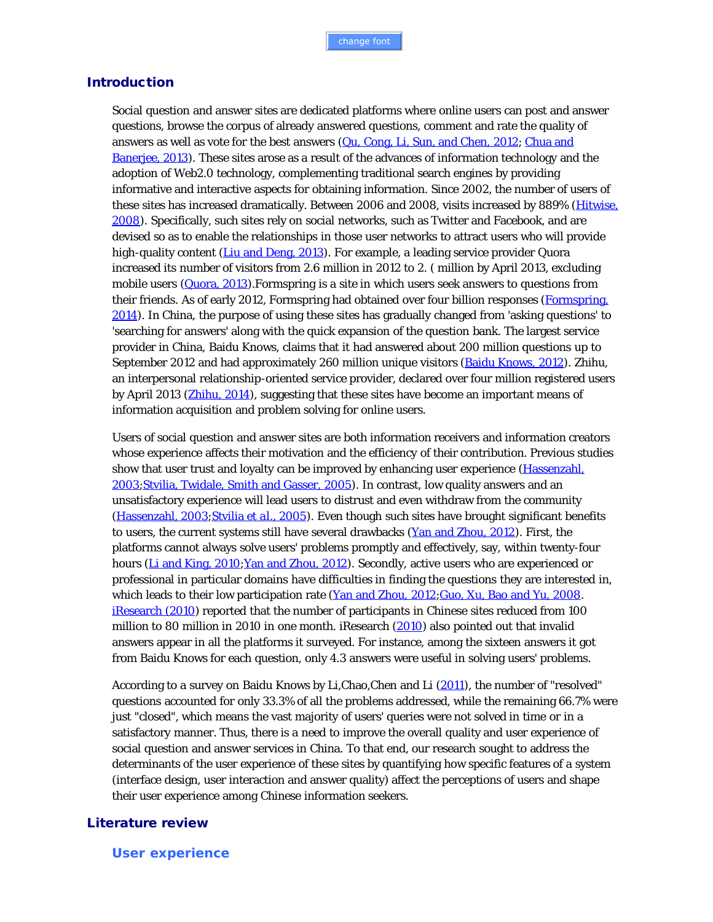## Introduction

Social question and answer sites are dedicated platforms where online users can post and answer questions, browse the corpus of already answered questions, comment and rate the quality of answers as well as vote for the best answers (Qu, Cong, Li, Sun, and Chen, 2012; Chua and Banerjee, 2013). These sites arose as a result of the advances of information technology and the adoption of Web2.0 technology, complementing traditional search engines by providing informative and interactive aspects for obtaining information. Since 2002, the number of users of these sites has increased dramatically. Between 2006 and 2008, visits increased by 889% (Hitwise, 2008). Specifically, such sites rely on social networks, such as Twitter and Facebook, and are devised so as to enable the relationships in those user networks to attract users who will provide high-quality content (Liu and Deng, 2013). For example, a leading service provider Quora increased its number of visitors from 2.6 million in 2012 to 2. ( million by April 2013, excluding mobile users (Quora, 2013).Formspring is a site in which users seek answers to questions from their friends. As of early 2012, Formspring had obtained over four billion responses (Formspring, 2014). In China, the purpose of using these sites has gradually changed from 'asking questions' to 'searching for answers' along with the quick expansion of the question bank. The largest service provider in China, Baidu Knows, claims that it had answered about 200 million questions up to September 2012 and had approximately 260 million unique visitors (Baidu Knows, 2012). Zhihu, an interpersonal relationship-oriented service provider, declared over four million registered users by April 2013 (Zhihu, 2014), suggesting that these sites have become an important means of information acquisition and problem solving for online users.

Users of social question and answer sites are both information receivers and information creators whose experience affects their motivation and the efficiency of their contribution. Previous studies show that user trust and loyalty can be improved by enhancing user experience (Hassenzahl, 2003;Stvilia, Twidale, Smith and Gasser, 2005). In contrast, low quality answers and an unsatisfactory experience will lead users to distrust and even withdraw from the community (Hassenzahl, 2003;Stvilia et al., 2005). Even though such sites have brought significant benefits to users, the current systems still have several drawbacks (Yan and Zhou, 2012). First, the platforms cannot always solve users' problems promptly and effectively, say, within twenty-four hours (Li and King, 2010;Yan and Zhou, 2012). Secondly, active users who are experienced or professional in particular domains have difficulties in finding the questions they are interested in, which leads to their low participation rate (Yan and Zhou, 2012;Guo, Xu, Bao and Yu, 2008. iResearch (2010) reported that the number of participants in Chinese sites reduced from 100 million to 80 million in 2010 in one month. iResearch (2010) also pointed out that invalid answers appear in all the platforms it surveyed. For instance, among the sixteen answers it got from Baidu Knows for each question, only 4.3 answers were useful in solving users' problems.

According to a survey on Baidu Knows by Li,Chao,Chen and Li (2011), the number of "resolved" questions accounted for only 33.3% of all the problems addressed, while the remaining 66.7% were just "closed", which means the vast majority of users' queries were not solved in time or in a satisfactory manner. Thus, there is a need to improve the overall quality and user experience of social question and answer services in China. To that end, our research sought to address the determinants of the user experience of these sites by quantifying how specific features of a system (interface design, user interaction and answer quality) affect the perceptions of users and shape their user experience among Chinese information seekers.

## Literature review

### User experience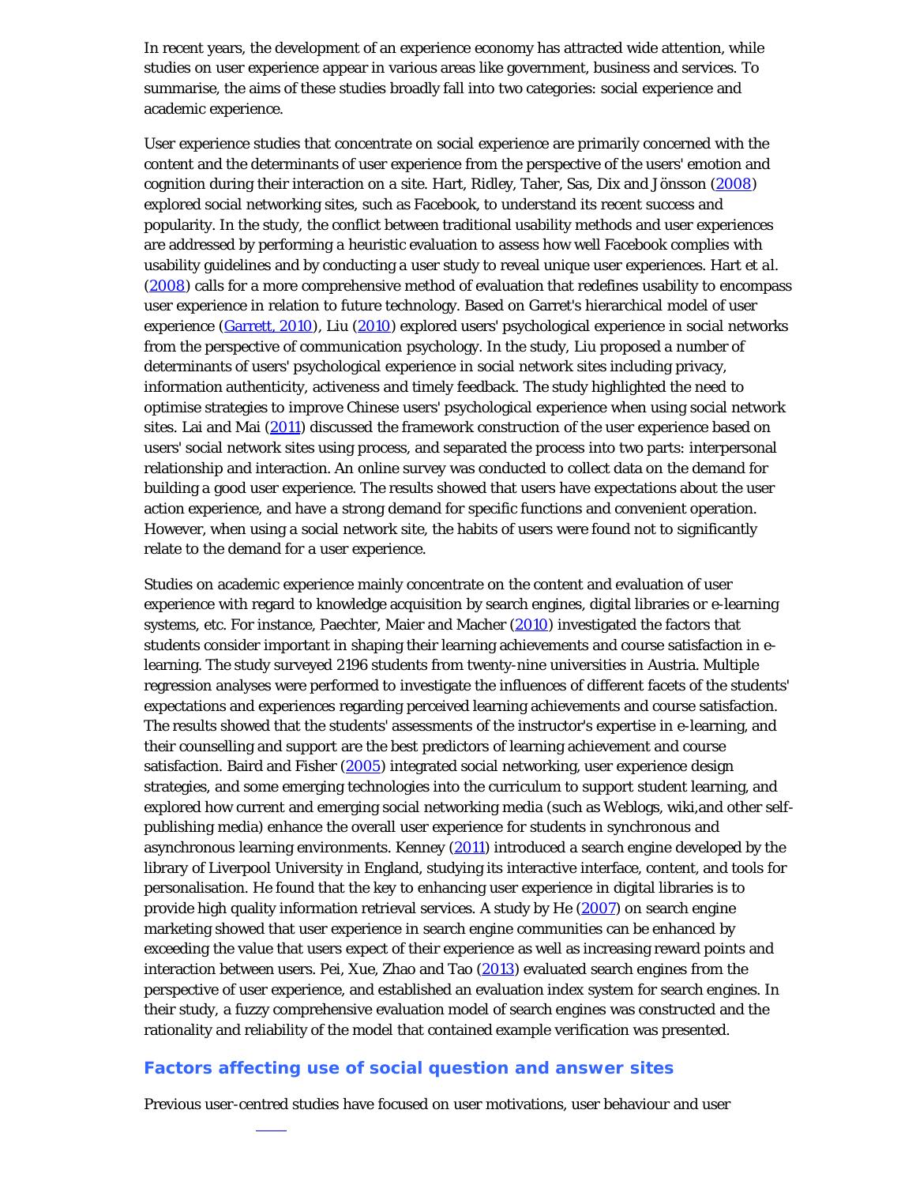In recent years, the development of an experience economy has attracted wide attention, while studies on user experience appear in various areas like government, business and services. To summarise, the aims of these studies broadly fall into two categories: social experience and academic experience.

User experience studies that concentrate on social experience are primarily concerned with the content and the determinants of user experience from the perspective of the users' emotion and cognition during their interaction on a site. Hart, Ridley, Taher, Sas, Dix and Jönsson (2008) explored social networking sites, such as Facebook, to understand its recent success and popularity. In the study, the conflict between traditional usability methods and user experiences are addressed by performing a heuristic evaluation to assess how well Facebook complies with usability guidelines and by conducting a user study to reveal unique user experiences. Hart *et al.* (2008) calls for a more comprehensive method of evaluation that redefines usability to encompass user experience in relation to future technology. Based on Garret's hierarchical model of user experience (Garrett, 2010), Liu (2010) explored users' psychological experience in social networks from the perspective of communication psychology. In the study, Liu proposed a number of determinants of users' psychological experience in social network sites including privacy, information authenticity, activeness and timely feedback. The study highlighted the need to optimise strategies to improve Chinese users' psychological experience when using social network sites. Lai and Mai (2011) discussed the framework construction of the user experience based on users' social network sites using process, and separated the process into two parts: interpersonal relationship and interaction. An online survey was conducted to collect data on the demand for building a good user experience. The results showed that users have expectations about the user action experience, and have a strong demand for specific functions and convenient operation. However, when using a social network site, the habits of users were found not to significantly relate to the demand for a user experience.

Studies on academic experience mainly concentrate on the content and evaluation of user experience with regard to knowledge acquisition by search engines, digital libraries or e-learning systems, etc. For instance, Paechter, Maier and Macher (2010) investigated the factors that students consider important in shaping their learning achievements and course satisfaction in e-learning. The study surveyed 2196 students from twenty-nine universities in Austria. Multiple regression analyses were performed to investigate the influences of different facets of the students' expectations and experiences regarding perceived learning achievements and course satisfaction. The results showed that the students' assessments of the instructor's expertise in e-learning, and their counselling and support are the best predictors of learning achievement and course satisfaction. Baird and Fisher (2005) integrated social networking, user experience design strategies, and some emerging technologies into the curriculum to support student learning, and explored how current and emerging social networking media (such as Weblogs, wiki,and other self-publishing media) enhance the overall user experience for students in synchronous and asynchronous learning environments. Kenney (2011) introduced a search engine developed by the library of Liverpool University in England, studying its interactive interface, content, and tools for personalisation. He found that the key to enhancing user experience in digital libraries is to provide high quality information retrieval services. A study by He (2007) on search engine marketing showed that user experience in search engine communities can be enhanced by exceeding the value that users expect of their experience as well as increasing reward points and interaction between users. Pei, Xue, Zhao and Tao (2013) evaluated search engines from the perspective of user experience, and established an evaluation index system for search engines. In their study, a fuzzy comprehensive evaluation model of search engines was constructed and the rationality and reliability of the model that contained example verification was presented.

## Factors affecting use of social question and answer sites

Previous user-centred studies have focused on user motivations, user behaviour and user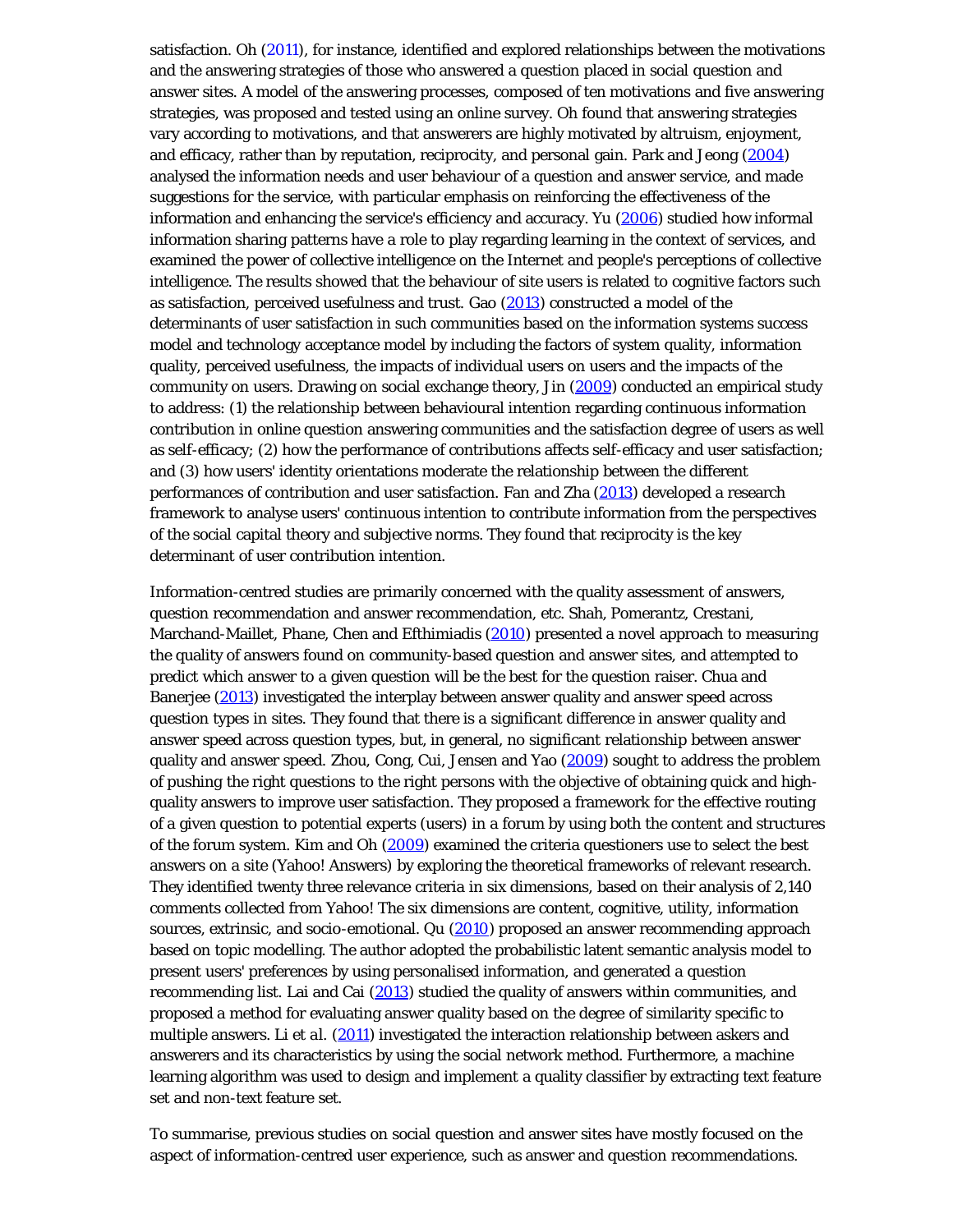satisfaction. Oh (2011), for instance, identified and explored relationships between the motivations and the answering strategies of those who answered a question placed in social question and answer sites. A model of the answering processes, composed of ten motivations and five answering strategies, was proposed and tested using an online survey. Oh found that answering strategies vary according to motivations, and that answerers are highly motivated by altruism, enjoyment, and efficacy, rather than by reputation, reciprocity, and personal gain. Park and Jeong (2004) analysed the information needs and user behaviour of a question and answer service, and made suggestions for the service, with particular emphasis on reinforcing the effectiveness of the information and enhancing the service's efficiency and accuracy. Yu (2006) studied how informal information sharing patterns have a role to play regarding learning in the context of services, and examined the power of collective intelligence on the Internet and people's perceptions of collective intelligence. The results showed that the behaviour of site users is related to cognitive factors such as satisfaction, perceived usefulness and trust. Gao (2013) constructed a model of the determinants of user satisfaction in such communities based on the information systems success model and technology acceptance model by including the factors of system quality, information quality, perceived usefulness, the impacts of individual users on users and the impacts of the community on users. Drawing on social exchange theory, Jin (2009) conducted an empirical study to address: (1) the relationship between behavioural intention regarding continuous information contribution in online question answering communities and the satisfaction degree of users as well as self-efficacy; (2) how the performance of contributions affects self-efficacy and user satisfaction; and (3) how users' identity orientations moderate the relationship between the different performances of contribution and user satisfaction. Fan and Zha (2013) developed a research framework to analyse users' continuous intention to contribute information from the perspectives of the social capital theory and subjective norms. They found that reciprocity is the key determinant of user contribution intention.

Information-centred studies are primarily concerned with the quality assessment of answers, question recommendation and answer recommendation, etc. Shah, Pomerantz, Crestani, Marchand-Maillet, Phane, Chen and Efthimiadis (2010) presented a novel approach to measuring the quality of answers found on community-based question and answer sites, and attempted to predict which answer to a given question will be the best for the question raiser. Chua and Banerjee (2013) investigated the interplay between answer quality and answer speed across question types in sites. They found that there is a significant difference in answer quality and answer speed across question types, but, in general, no significant relationship between answer quality and answer speed. Zhou, Cong, Cui, Jensen and Yao (2009) sought to address the problem of pushing the right questions to the right persons with the objective of obtaining quick and high-quality answers to improve user satisfaction. They proposed a framework for the effective routing of a given question to potential experts (users) in a forum by using both the content and structures of the forum system. Kim and Oh (2009) examined the criteria questioners use to select the best answers on a site (Yahoo! Answers) by exploring the theoretical frameworks of relevant research. They identified twenty three relevance criteria in six dimensions, based on their analysis of 2,140 comments collected from Yahoo! The six dimensions are content, cognitive, utility, information sources, extrinsic, and socio-emotional. Qu (2010) proposed an answer recommending approach based on topic modelling. The author adopted the probabilistic latent semantic analysis model to present users' preferences by using personalised information, and generated a question recommending list. Lai and Cai (2013) studied the quality of answers within communities, and proposed a method for evaluating answer quality based on the degree of similarity specific to multiple answers. Li *et al.* (2011) investigated the interaction relationship between askers and answerers and its characteristics by using the social network method. Furthermore, a machine learning algorithm was used to design and implement a quality classifier by extracting text feature set and non-text feature set.

To summarise, previous studies on social question and answer sites have mostly focused on the aspect of information-centred user experience, such as answer and question recommendations.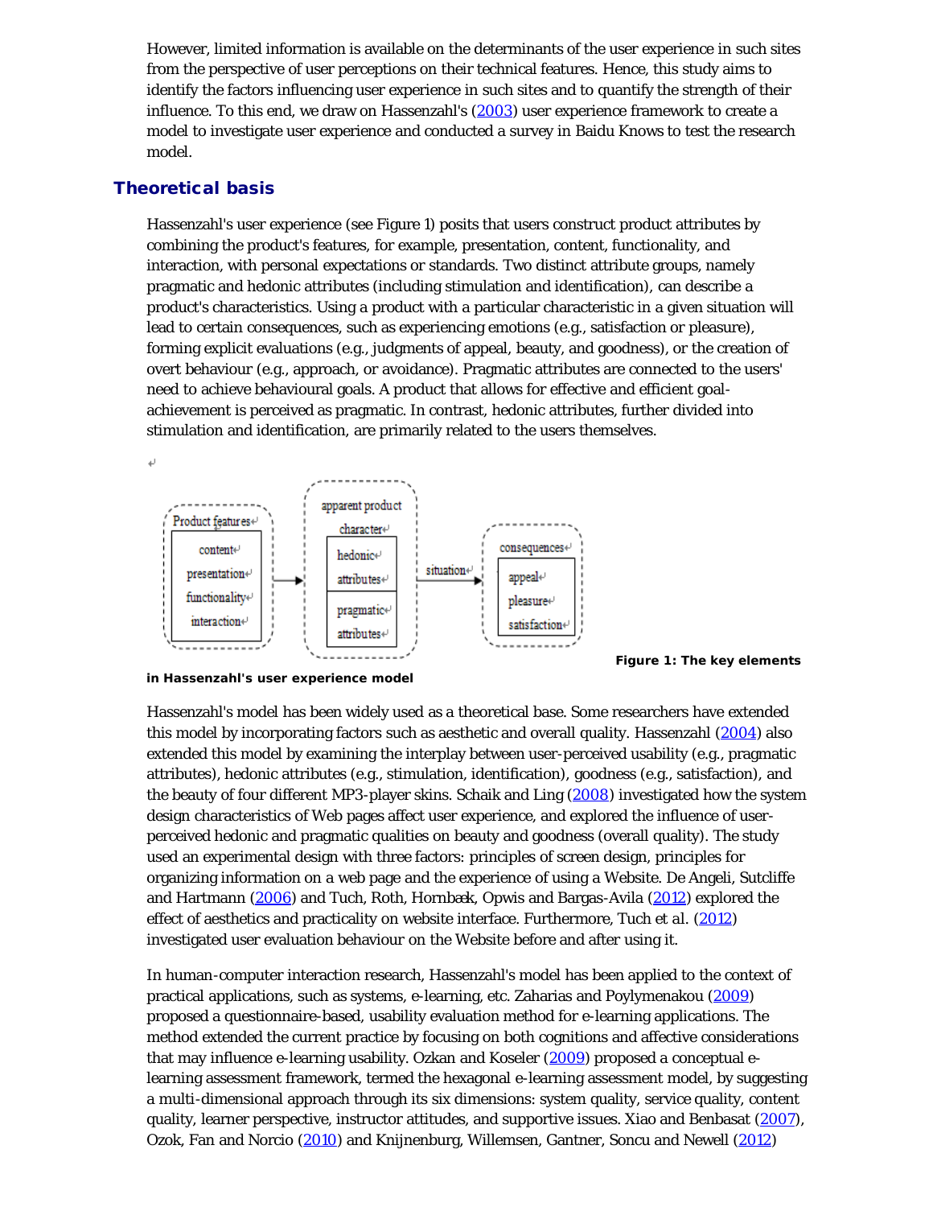However, limited information is available on the determinants of the user experience in such sites from the perspective of user perceptions on their technical features. Hence, this study aims to identify the factors influencing user experience in such sites and to quantify the strength of their influence. To this end, we draw on Hassenzahl's (2003) user experience framework to create a model to investigate user experience and conducted a survey in Baidu Knows to test the research model.

## Theoretical basis

Hassenzahl's user experience (see Figure 1) posits that users construct product attributes by combining the product's features, for example, presentation, content, functionality, and interaction, with personal expectations or standards. Two distinct attribute groups, namely pragmatic and hedonic attributes (including stimulation and identification), can describe a product's characteristics. Using a product with a particular characteristic in a given situation will lead to certain consequences, such as experiencing emotions (e.g., satisfaction or pleasure), forming explicit evaluations (e.g., judgments of appeal, beauty, and goodness), or the creation of overt behaviour (e.g., approach, or avoidance). Pragmatic attributes are connected to the users' need to achieve behavioural goals. A product that allows for effective and efficient goal-achievement is perceived as pragmatic. In contrast, hedonic attributes, further divided into stimulation and identification, are primarily related to the users themselves.

Product features: content, presentation, functionality, interaction → apparent product character: hedonic attributes, pragmatic attributes → situation → consequences: appeal, pleasure, satisfaction

**Figure 1: The key elements in Hassenzahl's user experience model**

Hassenzahl's model has been widely used as a theoretical base. Some researchers have extended this model by incorporating factors such as aesthetic and overall quality. Hassenzahl (2004) also extended this model by examining the interplay between user-perceived usability (e.g., pragmatic attributes), hedonic attributes (e.g., stimulation, identification), goodness (e.g., satisfaction), and the beauty of four different MP3-player skins. Schaik and Ling (2008) investigated how the system design characteristics of Web pages affect user experience, and explored the influence of user-perceived hedonic and pragmatic qualities on beauty and goodness (overall quality). The study used an experimental design with three factors: principles of screen design, principles for organizing information on a web page and the experience of using a Website. De Angeli, Sutcliffe and Hartmann (2006) and Tuch, Roth, Hornbæk, Opwis and Bargas-Avila (2012) explored the effect of aesthetics and practicality on website interface. Furthermore, Tuch et al. (2012) investigated user evaluation behaviour on the Website before and after using it.

In human-computer interaction research, Hassenzahl's model has been applied to the context of practical applications, such as systems, e-learning, etc. Zaharias and Poylymenakou (2009) proposed a questionnaire-based, usability evaluation method for e-learning applications. The method extended the current practice by focusing on both cognitions and affective considerations that may influence e-learning usability. Ozkan and Koseler (2009) proposed a conceptual e-learning assessment framework, termed the hexagonal e-learning assessment model, by suggesting a multi-dimensional approach through its six dimensions: system quality, service quality, content quality, learner perspective, instructor attitudes, and supportive issues. Xiao and Benbasat (2007), Ozok, Fan and Norcio (2010) and Knijnenburg, Willemsen, Gantner, Soncu and Newell (2012)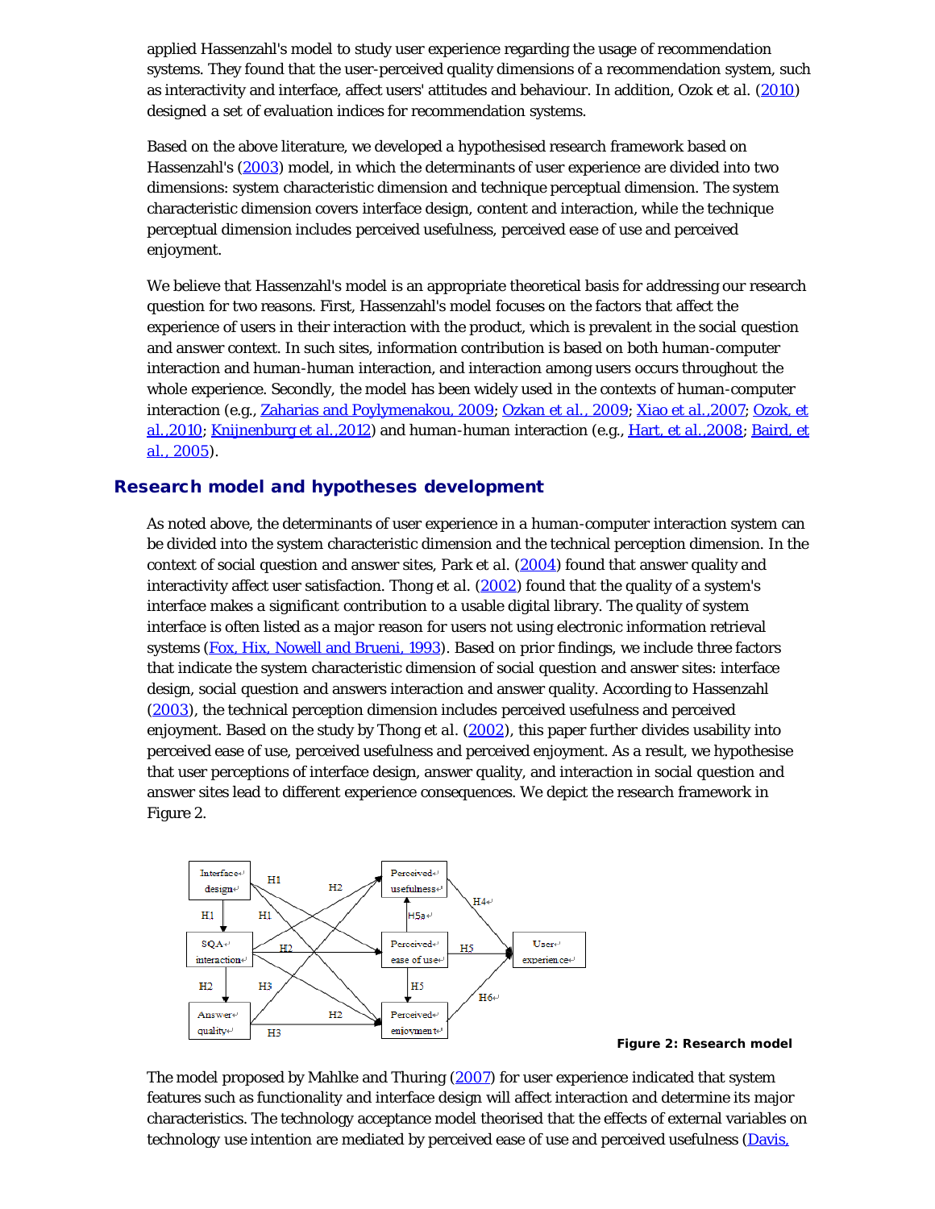applied Hassenzahl's model to study user experience regarding the usage of recommendation systems. They found that the user-perceived quality dimensions of a recommendation system, such as interactivity and interface, affect users' attitudes and behaviour. In addition, Ozok et al. (2010) designed a set of evaluation indices for recommendation systems.

Based on the above literature, we developed a hypothesised research framework based on Hassenzahl's (2003) model, in which the determinants of user experience are divided into two dimensions: system characteristic dimension and technique perceptual dimension. The system characteristic dimension covers interface design, content and interaction, while the technique perceptual dimension includes perceived usefulness, perceived ease of use and perceived enjoyment.

We believe that Hassenzahl's model is an appropriate theoretical basis for addressing our research question for two reasons. First, Hassenzahl's model focuses on the factors that affect the experience of users in their interaction with the product, which is prevalent in the social question and answer context. In such sites, information contribution is based on both human-computer interaction and human-human interaction, and interaction among users occurs throughout the whole experience. Secondly, the model has been widely used in the contexts of human-computer interaction (e.g., Zaharias and Poylymenakou, 2009; Ozkan et al., 2009; Xiao et al.,2007; Ozok, et al.,2010; Knijnenburg et al.,2012) and human-human interaction (e.g., Hart, et al.,2008; Baird, et al., 2005).

## Research model and hypotheses development

As noted above, the determinants of user experience in a human-computer interaction system can be divided into the system characteristic dimension and the technical perception dimension. In the context of social question and answer sites, Park et al. (2004) found that answer quality and interactivity affect user satisfaction. Thong et al. (2002) found that the quality of a system's interface makes a significant contribution to a usable digital library. The quality of system interface is often listed as a major reason for users not using electronic information retrieval systems (Fox, Hix, Nowell and Brueni, 1993). Based on prior findings, we include three factors that indicate the system characteristic dimension of social question and answer sites: interface design, social question and answers interaction and answer quality. According to Hassenzahl (2003), the technical perception dimension includes perceived usefulness and perceived enjoyment. Based on the study by Thong et al. (2002), this paper further divides usability into perceived ease of use, perceived usefulness and perceived enjoyment. As a result, we hypothesise that user perceptions of interface design, answer quality, and interaction in social question and answer sites lead to different experience consequences. We depict the research framework in Figure 2.

Figure 2: Research model

The model proposed by Mahlke and Thuring (2007) for user experience indicated that system features such as functionality and interface design will affect interaction and determine its major characteristics. The technology acceptance model theorised that the effects of external variables on technology use intention are mediated by perceived ease of use and perceived usefulness (Davis,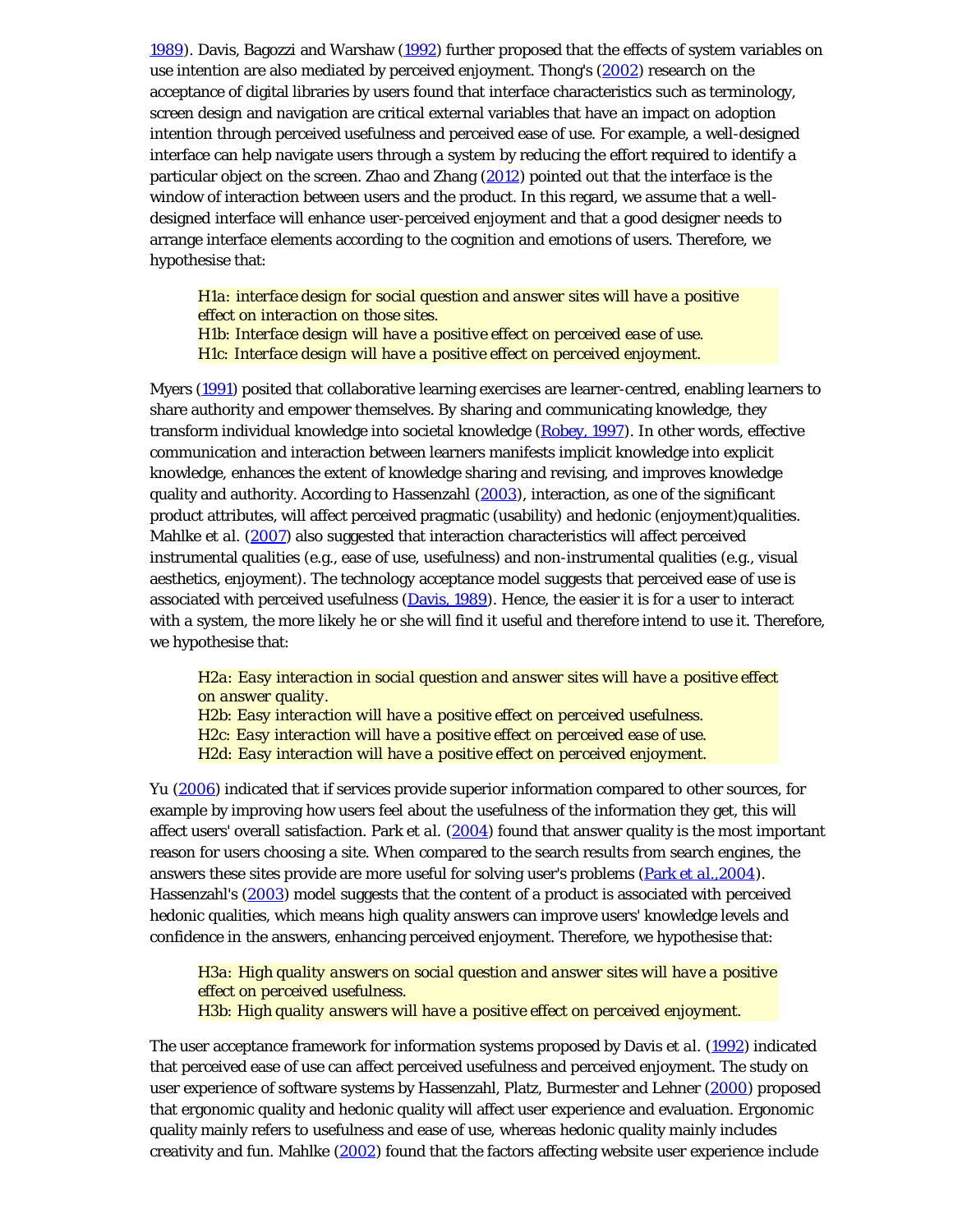1989). Davis, Bagozzi and Warshaw (1992) further proposed that the effects of system variables on use intention are also mediated by perceived enjoyment. Thong's (2002) research on the acceptance of digital libraries by users found that interface characteristics such as terminology, screen design and navigation are critical external variables that have an impact on adoption intention through perceived usefulness and perceived ease of use. For example, a well-designed interface can help navigate users through a system by reducing the effort required to identify a particular object on the screen. Zhao and Zhang (2012) pointed out that the interface is the window of interaction between users and the product. In this regard, we assume that a well-designed interface will enhance user-perceived enjoyment and that a good designer needs to arrange interface elements according to the cognition and emotions of users. Therefore, we hypothesise that:

> *H1a: interface design for social question and answer sites will have a positive effect on interaction on those sites.*
> *H1b: Interface design will have a positive effect on perceived ease of use.*
> *H1c: Interface design will have a positive effect on perceived enjoyment.*

Myers (1991) posited that collaborative learning exercises are learner-centred, enabling learners to share authority and empower themselves. By sharing and communicating knowledge, they transform individual knowledge into societal knowledge (Robey, 1997). In other words, effective communication and interaction between learners manifests implicit knowledge into explicit knowledge, enhances the extent of knowledge sharing and revising, and improves knowledge quality and authority. According to Hassenzahl (2003), interaction, as one of the significant product attributes, will affect perceived pragmatic (usability) and hedonic (enjoyment)qualities. Mahlke et al. (2007) also suggested that interaction characteristics will affect perceived instrumental qualities (e.g., ease of use, usefulness) and non-instrumental qualities (e.g., visual aesthetics, enjoyment). The technology acceptance model suggests that perceived ease of use is associated with perceived usefulness (Davis, 1989). Hence, the easier it is for a user to interact with a system, the more likely he or she will find it useful and therefore intend to use it. Therefore, we hypothesise that:

> *H2a: Easy interaction in social question and answer sites will have a positive effect on answer quality.*
> *H2b: Easy interaction will have a positive effect on perceived usefulness.*
> *H2c: Easy interaction will have a positive effect on perceived ease of use.*
> *H2d: Easy interaction will have a positive effect on perceived enjoyment.*

Yu (2006) indicated that if services provide superior information compared to other sources, for example by improving how users feel about the usefulness of the information they get, this will affect users' overall satisfaction. Park et al. (2004) found that answer quality is the most important reason for users choosing a site. When compared to the search results from search engines, the answers these sites provide are more useful for solving user's problems (Park et al.,2004). Hassenzahl's (2003) model suggests that the content of a product is associated with perceived hedonic qualities, which means high quality answers can improve users' knowledge levels and confidence in the answers, enhancing perceived enjoyment. Therefore, we hypothesise that:

> *H3a: High quality answers on social question and answer sites will have a positive effect on perceived usefulness.*
> *H3b: High quality answers will have a positive effect on perceived enjoyment.*

The user acceptance framework for information systems proposed by Davis et al. (1992) indicated that perceived ease of use can affect perceived usefulness and perceived enjoyment. The study on user experience of software systems by Hassenzahl, Platz, Burmester and Lehner (2000) proposed that ergonomic quality and hedonic quality will affect user experience and evaluation. Ergonomic quality mainly refers to usefulness and ease of use, whereas hedonic quality mainly includes creativity and fun. Mahlke (2002) found that the factors affecting website user experience include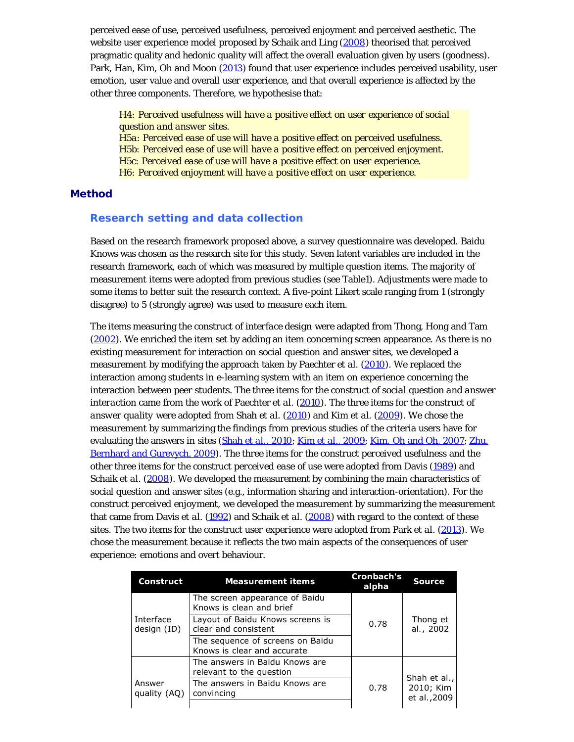perceived ease of use, perceived usefulness, perceived enjoyment and perceived aesthetic. The website user experience model proposed by Schaik and Ling (2008) theorised that perceived pragmatic quality and hedonic quality will affect the overall evaluation given by users (goodness). Park, Han, Kim, Oh and Moon (2013) found that user experience includes perceived usability, user emotion, user value and overall user experience, and that overall experience is affected by the other three components. Therefore, we hypothesise that:

> *H4: Perceived usefulness will have a positive effect on user experience of social question and answer sites.*
> *H5a: Perceived ease of use will have a positive effect on perceived usefulness.*
> *H5b: Perceived ease of use will have a positive effect on perceived enjoyment.*
> *H5c: Perceived ease of use will have a positive effect on user experience.*
> *H6: Perceived enjoyment will have a positive effect on user experience.*

## Method

### Research setting and data collection

Based on the research framework proposed above, a survey questionnaire was developed. Baidu Knows was chosen as the research site for this study. Seven latent variables are included in the research framework, each of which was measured by multiple question items. The majority of measurement items were adopted from previous studies (see Table1). Adjustments were made to some items to better suit the research context. A five-point Likert scale ranging from 1 (strongly disagree) to 5 (strongly agree) was used to measure each item.

The items measuring the construct of *interface design* were adapted from Thong, Hong and Tam (2002). We enriched the item set by adding an item concerning screen appearance. As there is no existing measurement for interaction on social question and answer sites, we developed a measurement by modifying the approach taken by Paechter *et al.* (2010). We replaced the interaction among students in e-learning system with an item on experience concerning the interaction between peer students. The three items for the construct of *social question and answer interaction* came from the work of Paechter *et al.* (2010). The three items for the construct of *answer quality* were adopted from Shah *et al.* (2010) and Kim *et al.* (2009). We chose the measurement by summarizing the findings from previous studies of the criteria users have for evaluating the answers in sites (Shah et al., 2010; Kim et al., 2009; Kim, Oh and Oh, 2007; Zhu, Bernhard and Gurevych, 2009). The three items for the construct *perceived usefulness* and the other three items for the construct *perceived ease of use* were adopted from Davis (1989) and Schaik *et al.* (2008). We developed the measurement by combining the main characteristics of social question and answer sites (e.g., information sharing and interaction-orientation). For the construct *perceived enjoyment*, we developed the measurement by summarizing the measurement that came from Davis *et al.* (1992) and Schaik *et al.* (2008) with regard to the context of these sites. The two items for the construct *user experience* were adopted from Park *et al.* (2013). We chose the measurement because it reflects the two main aspects of the consequences of user experience: emotions and overt behaviour.

| Construct | Measurement items | Cronbach's alpha | Source |
|---|---|---|---|
| Interface design (ID) | The screen appearance of Baidu Knows is clean and brief | 0.78 | Thong et al., 2002 |
| | Layout of Baidu Knows screens is clear and consistent | | |
| | The sequence of screens on Baidu Knows is clear and accurate | | |
| Answer quality (AQ) | The answers in Baidu Knows are relevant to the question | 0.78 | Shah et al., 2010; Kim et al.,2009 |
| | The answers in Baidu Knows are convincing | | |
| | | | |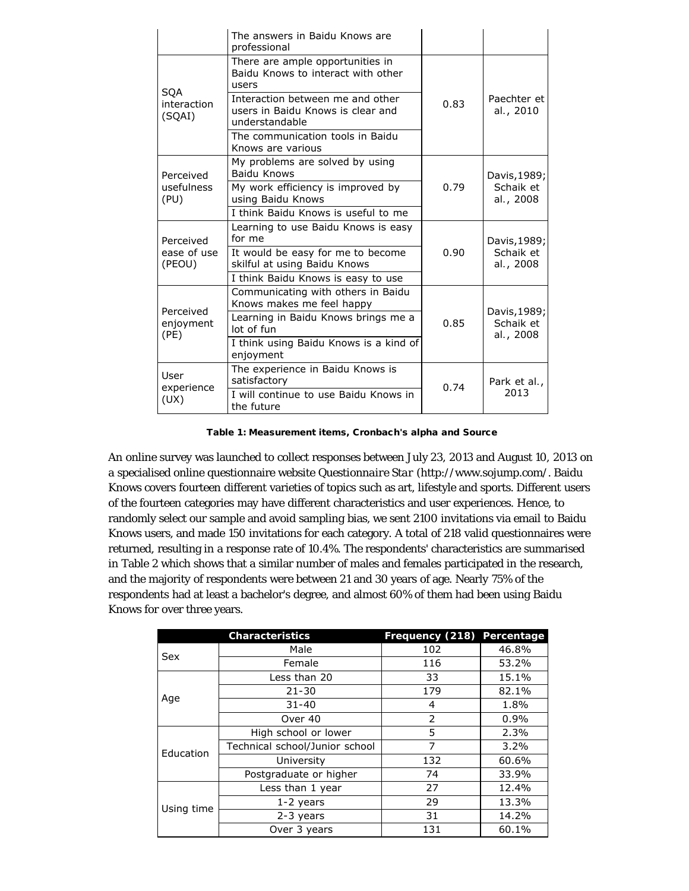| | The answers in Baidu Knows are professional | | |
|---|---|---|---|
| SQA interaction (SQAI) | There are ample opportunities in Baidu Knows to interact with other users | 0.83 | Paechter et al., 2010 |
| | Interaction between me and other users in Baidu Knows is clear and understandable | | |
| | The communication tools in Baidu Knows are various | | |
| Perceived usefulness (PU) | My problems are solved by using Baidu Knows | 0.79 | Davis,1989; Schaik et al., 2008 |
| | My work efficiency is improved by using Baidu Knows | | |
| | I think Baidu Knows is useful to me | | |
| Perceived ease of use (PEOU) | Learning to use Baidu Knows is easy for me | 0.90 | Davis,1989; Schaik et al., 2008 |
| | It would be easy for me to become skilful at using Baidu Knows | | |
| | I think Baidu Knows is easy to use | | |
| Perceived enjoyment (PE) | Communicating with others in Baidu Knows makes me feel happy | 0.85 | Davis,1989; Schaik et al., 2008 |
| | Learning in Baidu Knows brings me a lot of fun | | |
| | I think using Baidu Knows is a kind of enjoyment | | |
| User experience (UX) | The experience in Baidu Knows is satisfactory | 0.74 | Park et al., 2013 |
| | I will continue to use Baidu Knows in the future | | |

**Table 1: Measurement items, Cronbach's alpha and Source**

An online survey was launched to collect responses between July 23, 2013 and August 10, 2013 on a specialised online questionnaire website *Questionnaire Star* (http://www.sojump.com/. Baidu Knows covers fourteen different varieties of topics such as art, lifestyle and sports. Different users of the fourteen categories may have different characteristics and user experiences. Hence, to randomly select our sample and avoid sampling bias, we sent 2100 invitations via email to Baidu Knows users, and made 150 invitations for each category. A total of 218 valid questionnaires were returned, resulting in a response rate of 10.4%. The respondents' characteristics are summarised in Table 2 which shows that a similar number of males and females participated in the research, and the majority of respondents were between 21 and 30 years of age. Nearly 75% of the respondents had at least a bachelor's degree, and almost 60% of them had been using Baidu Knows for over three years.

| | Characteristics | Frequency (218) | Percentage |
|---|---|---|---|
| Sex | Male | 102 | 46.8% |
| | Female | 116 | 53.2% |
| Age | Less than 20 | 33 | 15.1% |
| | 21-30 | 179 | 82.1% |
| | 31-40 | 4 | 1.8% |
| | Over 40 | 2 | 0.9% |
| Education | High school or lower | 5 | 2.3% |
| | Technical school/Junior school | 7 | 3.2% |
| | University | 132 | 60.6% |
| | Postgraduate or higher | 74 | 33.9% |
| Using time | Less than 1 year | 27 | 12.4% |
| | 1-2 years | 29 | 13.3% |
| | 2-3 years | 31 | 14.2% |
| | Over 3 years | 131 | 60.1% |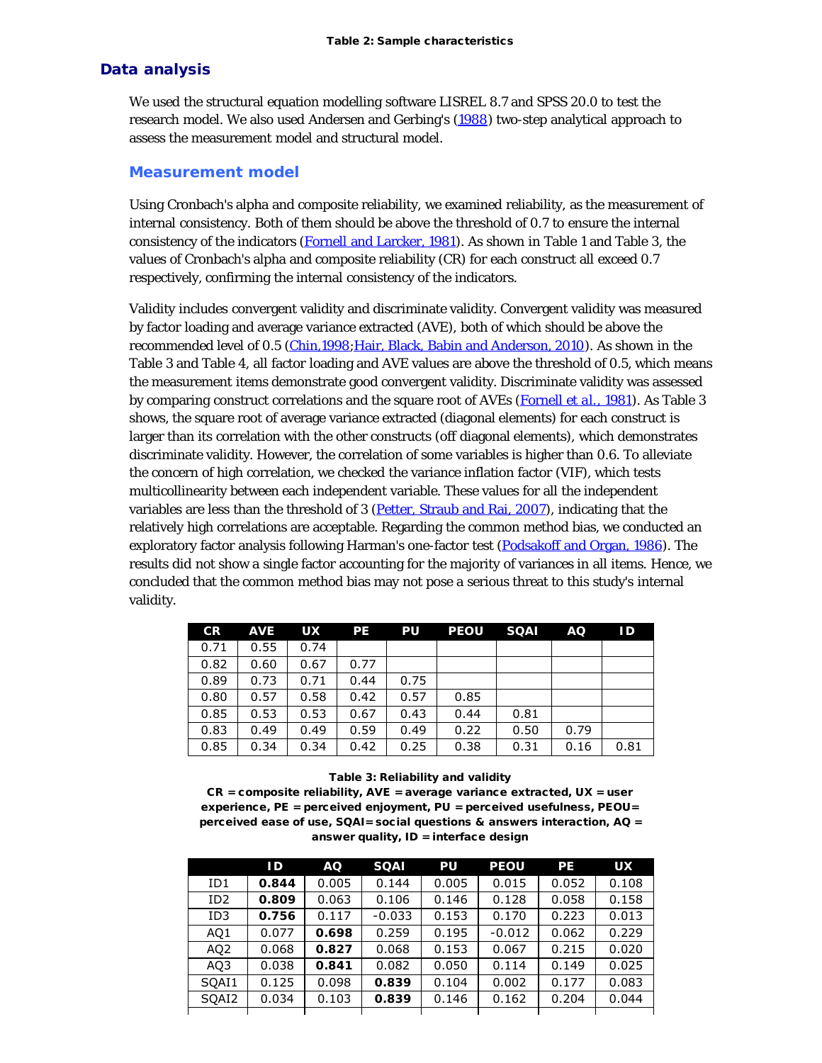**Table 2: Sample characteristics**

## Data analysis

We used the structural equation modelling software LISREL 8.7 and SPSS 20.0 to test the research model. We also used Andersen and Gerbing's (1988) two-step analytical approach to assess the measurement model and structural model.

### Measurement model

Using Cronbach's alpha and composite reliability, we examined reliability, as the measurement of internal consistency. Both of them should be above the threshold of 0.7 to ensure the internal consistency of the indicators (Fornell and Larcker, 1981). As shown in Table 1 and Table 3, the values of Cronbach's alpha and composite reliability (CR) for each construct all exceed 0.7 respectively, confirming the internal consistency of the indicators.

Validity includes convergent validity and discriminate validity. Convergent validity was measured by factor loading and average variance extracted (AVE), both of which should be above the recommended level of 0.5 (Chin,1998;Hair, Black, Babin and Anderson, 2010). As shown in the Table 3 and Table 4, all factor loading and AVE values are above the threshold of 0.5, which means the measurement items demonstrate good convergent validity. Discriminate validity was assessed by comparing construct correlations and the square root of AVEs (Fornell et al., 1981). As Table 3 shows, the square root of average variance extracted (diagonal elements) for each construct is larger than its correlation with the other constructs (off diagonal elements), which demonstrates discriminate validity. However, the correlation of some variables is higher than 0.6. To alleviate the concern of high correlation, we checked the variance inflation factor (VIF), which tests multicollinearity between each independent variable. These values for all the independent variables are less than the threshold of 3 (Petter, Straub and Rai, 2007), indicating that the relatively high correlations are acceptable. Regarding the common method bias, we conducted an exploratory factor analysis following Harman's one-factor test (Podsakoff and Organ, 1986). The results did not show a single factor accounting for the majority of variances in all items. Hence, we concluded that the common method bias may not pose a serious threat to this study's internal validity.

| CR | AVE | UX | PE | PU | PEOU | SQAI | AQ | ID |
|---|---|---|---|---|---|---|---|---|
| 0.71 | 0.55 | 0.74 | | | | | | |
| 0.82 | 0.60 | 0.67 | 0.77 | | | | | |
| 0.89 | 0.73 | 0.71 | 0.44 | 0.75 | | | | |
| 0.80 | 0.57 | 0.58 | 0.42 | 0.57 | 0.85 | | | |
| 0.85 | 0.53 | 0.53 | 0.67 | 0.43 | 0.44 | 0.81 | | |
| 0.83 | 0.49 | 0.49 | 0.59 | 0.49 | 0.22 | 0.50 | 0.79 | |
| 0.85 | 0.34 | 0.34 | 0.42 | 0.25 | 0.38 | 0.31 | 0.16 | 0.81 |

**Table 3: Reliability and validity**
**CR = composite reliability, AVE = average variance extracted, UX = user experience, PE = perceived enjoyment, PU = perceived usefulness, PEOU= perceived ease of use, SQAI= social questions & answers interaction, AQ = answer quality, ID = interface design**

| | ID | AQ | SQAI | PU | PEOU | PE | UX |
|---|---|---|---|---|---|---|---|
| ID1 | **0.844** | 0.005 | 0.144 | 0.005 | 0.015 | 0.052 | 0.108 |
| ID2 | **0.809** | 0.063 | 0.106 | 0.146 | 0.128 | 0.058 | 0.158 |
| ID3 | **0.756** | 0.117 | -0.033 | 0.153 | 0.170 | 0.223 | 0.013 |
| AQ1 | 0.077 | **0.698** | 0.259 | 0.195 | -0.012 | 0.062 | 0.229 |
| AQ2 | 0.068 | **0.827** | 0.068 | 0.153 | 0.067 | 0.215 | 0.020 |
| AQ3 | 0.038 | **0.841** | 0.082 | 0.050 | 0.114 | 0.149 | 0.025 |
| SQAI1 | 0.125 | 0.098 | **0.839** | 0.104 | 0.002 | 0.177 | 0.083 |
| SQAI2 | 0.034 | 0.103 | **0.839** | 0.146 | 0.162 | 0.204 | 0.044 |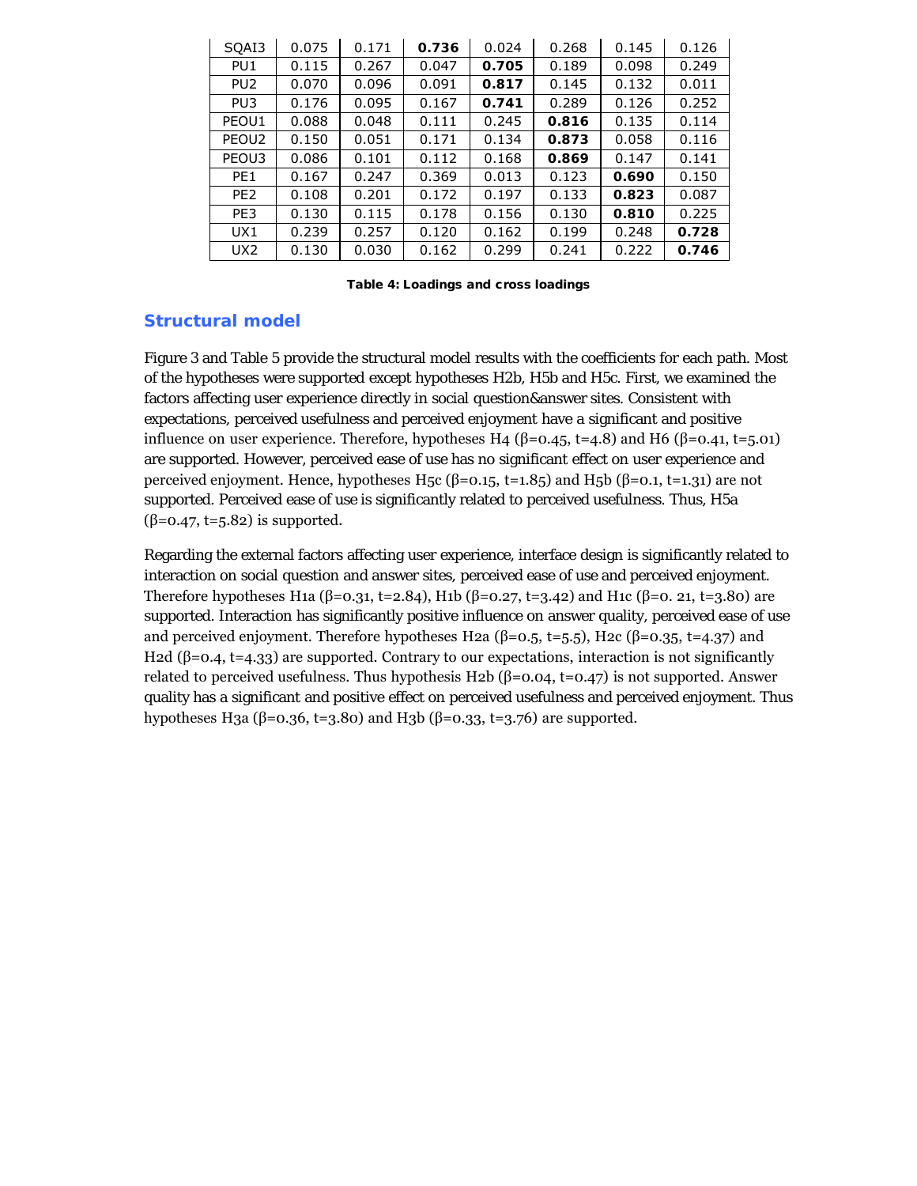| SQAI3 | 0.075 | 0.171 | **0.736** | 0.024 | 0.268 | 0.145 | 0.126 |
|---|---|---|---|---|---|---|---|
| PU1 | 0.115 | 0.267 | 0.047 | **0.705** | 0.189 | 0.098 | 0.249 |
| PU2 | 0.070 | 0.096 | 0.091 | **0.817** | 0.145 | 0.132 | 0.011 |
| PU3 | 0.176 | 0.095 | 0.167 | **0.741** | 0.289 | 0.126 | 0.252 |
| PEOU1 | 0.088 | 0.048 | 0.111 | 0.245 | **0.816** | 0.135 | 0.114 |
| PEOU2 | 0.150 | 0.051 | 0.171 | 0.134 | **0.873** | 0.058 | 0.116 |
| PEOU3 | 0.086 | 0.101 | 0.112 | 0.168 | **0.869** | 0.147 | 0.141 |
| PE1 | 0.167 | 0.247 | 0.369 | 0.013 | 0.123 | **0.690** | 0.150 |
| PE2 | 0.108 | 0.201 | 0.172 | 0.197 | 0.133 | **0.823** | 0.087 |
| PE3 | 0.130 | 0.115 | 0.178 | 0.156 | 0.130 | **0.810** | 0.225 |
| UX1 | 0.239 | 0.257 | 0.120 | 0.162 | 0.199 | 0.248 | **0.728** |
| UX2 | 0.130 | 0.030 | 0.162 | 0.299 | 0.241 | 0.222 | **0.746** |

**Table 4: Loadings and cross loadings**

## Structural model

Figure 3 and Table 5 provide the structural model results with the coefficients for each path. Most of the hypotheses were supported except hypotheses H2b, H5b and H5c. First, we examined the factors affecting user experience directly in social question&answer sites. Consistent with expectations, perceived usefulness and perceived enjoyment have a significant and positive influence on user experience. Therefore, hypotheses H4 ($\beta$=0.45, t=4.8) and H6 ($\beta$=0.41, t=5.01) are supported. However, perceived ease of use has no significant effect on user experience and perceived enjoyment. Hence, hypotheses H5c ($\beta$=0.15, t=1.85) and H5b ($\beta$=0.1, t=1.31) are not supported. Perceived ease of use is significantly related to perceived usefulness. Thus, H5a ($\beta$=0.47, t=5.82) is supported.

Regarding the external factors affecting user experience, interface design is significantly related to interaction on social question and answer sites, perceived ease of use and perceived enjoyment. Therefore hypotheses H1a ($\beta$=0.31, t=2.84), H1b ($\beta$=0.27, t=3.42) and H1c ($\beta$=0. 21, t=3.80) are supported. Interaction has significantly positive influence on answer quality, perceived ease of use and perceived enjoyment. Therefore hypotheses H2a ($\beta$=0.5, t=5.5), H2c ($\beta$=0.35, t=4.37) and H2d ($\beta$=0.4, t=4.33) are supported. Contrary to our expectations, interaction is not significantly related to perceived usefulness. Thus hypothesis H2b ($\beta$=0.04, t=0.47) is not supported. Answer quality has a significant and positive effect on perceived usefulness and perceived enjoyment. Thus hypotheses H3a ($\beta$=0.36, t=3.80) and H3b ($\beta$=0.33, t=3.76) are supported.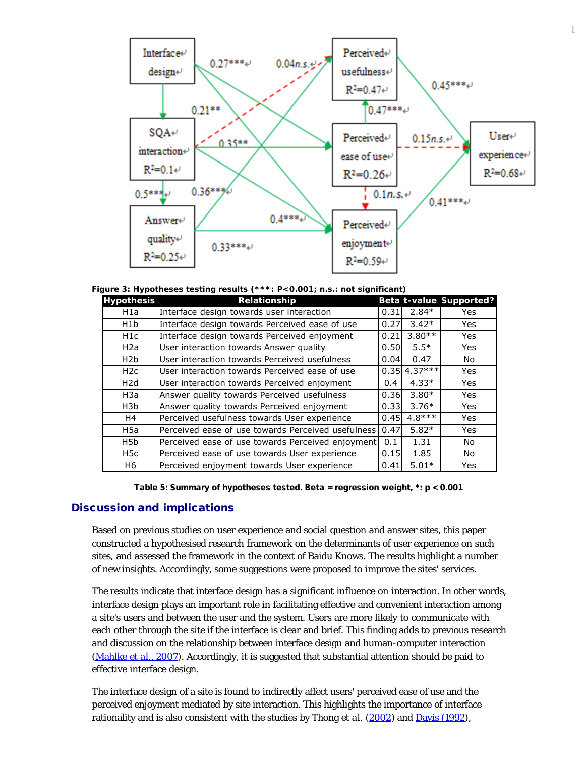Figure 3: Hypotheses testing results (***: P<0.001; n.s.: not significant)

| Hypothesis | Relationship | Beta | t-value | Supported? |
|---|---|---|---|---|
| H1a | Interface design towards user interaction | 0.31 | 2.84* | Yes |
| H1b | Interface design towards Perceived ease of use | 0.27 | 3.42* | Yes |
| H1c | Interface design towards Perceived enjoyment | 0.21 | 3.80** | Yes |
| H2a | User interaction towards Answer quality | 0.50 | 5.5* | Yes |
| H2b | User interaction towards Perceived usefulness | 0.04 | 0.47 | No |
| H2c | User interaction towards Perceived ease of use | 0.35 | 4.37*** | Yes |
| H2d | User interaction towards Perceived enjoyment | 0.4 | 4.33* | Yes |
| H3a | Answer quality towards Perceived usefulness | 0.36 | 3.80* | Yes |
| H3b | Answer quality towards Perceived enjoyment | 0.33 | 3.76* | Yes |
| H4 | Perceived usefulness towards User experience | 0.45 | 4.8*** | Yes |
| H5a | Perceived ease of use towards Perceived usefulness | 0.47 | 5.82* | Yes |
| H5b | Perceived ease of use towards Perceived enjoyment | 0.1 | 1.31 | No |
| H5c | Perceived ease of use towards User experience | 0.15 | 1.85 | No |
| H6 | Perceived enjoyment towards User experience | 0.41 | 5.01* | Yes |

**Table 5: Summary of hypotheses tested. Beta = regression weight, *: p < 0.001**

## Discussion and implications

Based on previous studies on user experience and social question and answer sites, this paper constructed a hypothesised research framework on the determinants of user experience on such sites, and assessed the framework in the context of Baidu Knows. The results highlight a number of new insights. Accordingly, some suggestions were proposed to improve the sites' services.

The results indicate that interface design has a significant influence on interaction. In other words, interface design plays an important role in facilitating effective and convenient interaction among a site's users and between the user and the system. Users are more likely to communicate with each other through the site if the interface is clear and brief. This finding adds to previous research and discussion on the relationship between interface design and human-computer interaction (Mahlke et al., 2007). Accordingly, it is suggested that substantial attention should be paid to effective interface design.

The interface design of a site is found to indirectly affect users' perceived ease of use and the perceived enjoyment mediated by site interaction. This highlights the importance of interface rationality and is also consistent with the studies by Thong et al. (2002) and Davis (1992),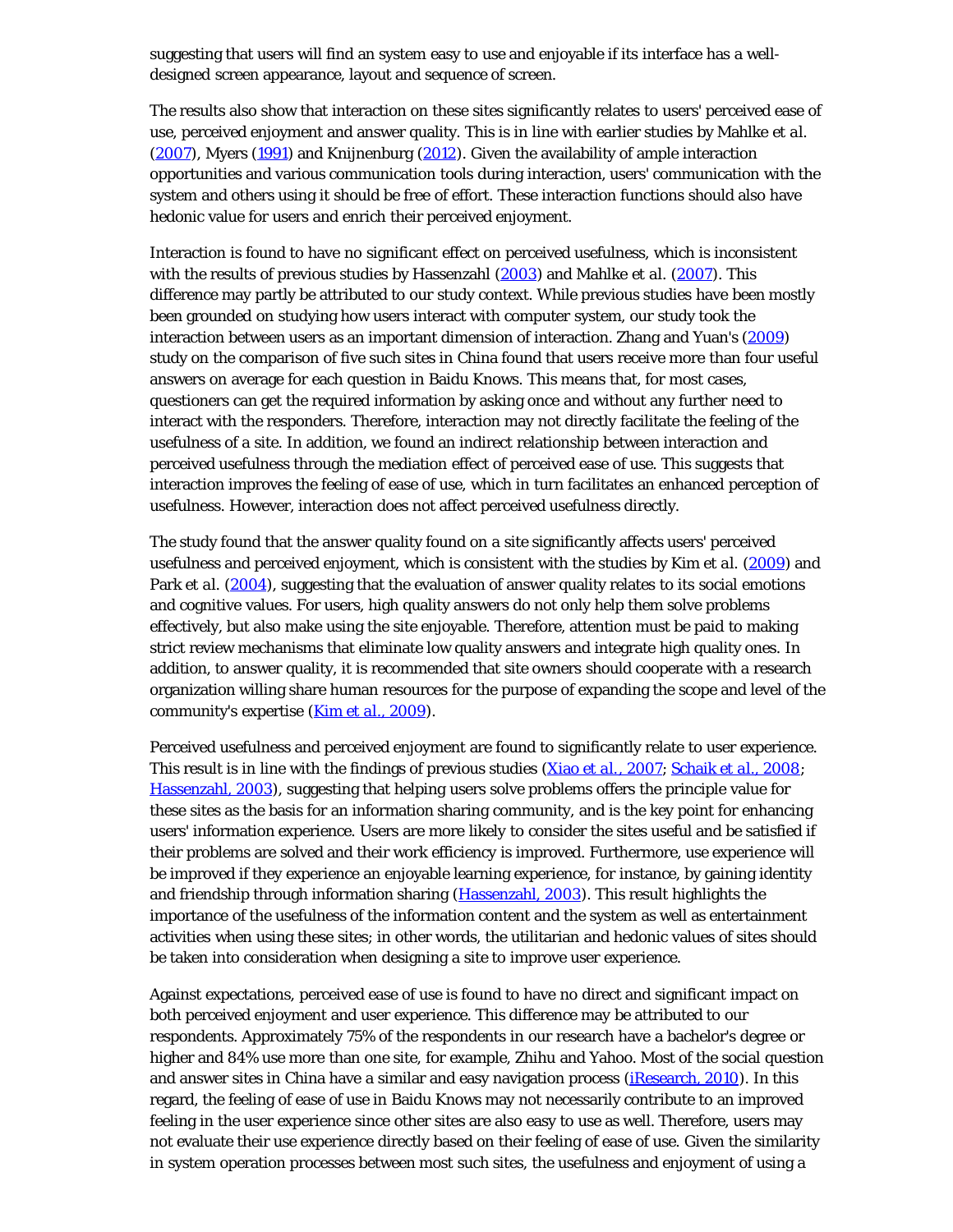suggesting that users will find an system easy to use and enjoyable if its interface has a well-designed screen appearance, layout and sequence of screen.

The results also show that interaction on these sites significantly relates to users' perceived ease of use, perceived enjoyment and answer quality. This is in line with earlier studies by Mahlke et al. (2007), Myers (1991) and Knijnenburg (2012). Given the availability of ample interaction opportunities and various communication tools during interaction, users' communication with the system and others using it should be free of effort. These interaction functions should also have hedonic value for users and enrich their perceived enjoyment.

Interaction is found to have no significant effect on perceived usefulness, which is inconsistent with the results of previous studies by Hassenzahl (2003) and Mahlke et al. (2007). This difference may partly be attributed to our study context. While previous studies have been mostly been grounded on studying how users interact with computer system, our study took the interaction between users as an important dimension of interaction. Zhang and Yuan's (2009) study on the comparison of five such sites in China found that users receive more than four useful answers on average for each question in Baidu Knows. This means that, for most cases, questioners can get the required information by asking once and without any further need to interact with the responders. Therefore, interaction may not directly facilitate the feeling of the usefulness of a site. In addition, we found an indirect relationship between interaction and perceived usefulness through the mediation effect of perceived ease of use. This suggests that interaction improves the feeling of ease of use, which in turn facilitates an enhanced perception of usefulness. However, interaction does not affect perceived usefulness directly.

The study found that the answer quality found on a site significantly affects users' perceived usefulness and perceived enjoyment, which is consistent with the studies by Kim et al. (2009) and Park et al. (2004), suggesting that the evaluation of answer quality relates to its social emotions and cognitive values. For users, high quality answers do not only help them solve problems effectively, but also make using the site enjoyable. Therefore, attention must be paid to making strict review mechanisms that eliminate low quality answers and integrate high quality ones. In addition, to answer quality, it is recommended that site owners should cooperate with a research organization willing share human resources for the purpose of expanding the scope and level of the community's expertise (Kim et al., 2009).

Perceived usefulness and perceived enjoyment are found to significantly relate to user experience. This result is in line with the findings of previous studies (Xiao et al., 2007; Schaik et al., 2008; Hassenzahl, 2003), suggesting that helping users solve problems offers the principle value for these sites as the basis for an information sharing community, and is the key point for enhancing users' information experience. Users are more likely to consider the sites useful and be satisfied if their problems are solved and their work efficiency is improved. Furthermore, use experience will be improved if they experience an enjoyable learning experience, for instance, by gaining identity and friendship through information sharing (Hassenzahl, 2003). This result highlights the importance of the usefulness of the information content and the system as well as entertainment activities when using these sites; in other words, the utilitarian and hedonic values of sites should be taken into consideration when designing a site to improve user experience.

Against expectations, perceived ease of use is found to have no direct and significant impact on both perceived enjoyment and user experience. This difference may be attributed to our respondents. Approximately 75% of the respondents in our research have a bachelor's degree or higher and 84% use more than one site, for example, Zhihu and Yahoo. Most of the social question and answer sites in China have a similar and easy navigation process (iResearch, 2010). In this regard, the feeling of ease of use in Baidu Knows may not necessarily contribute to an improved feeling in the user experience since other sites are also easy to use as well. Therefore, users may not evaluate their use experience directly based on their feeling of ease of use. Given the similarity in system operation processes between most such sites, the usefulness and enjoyment of using a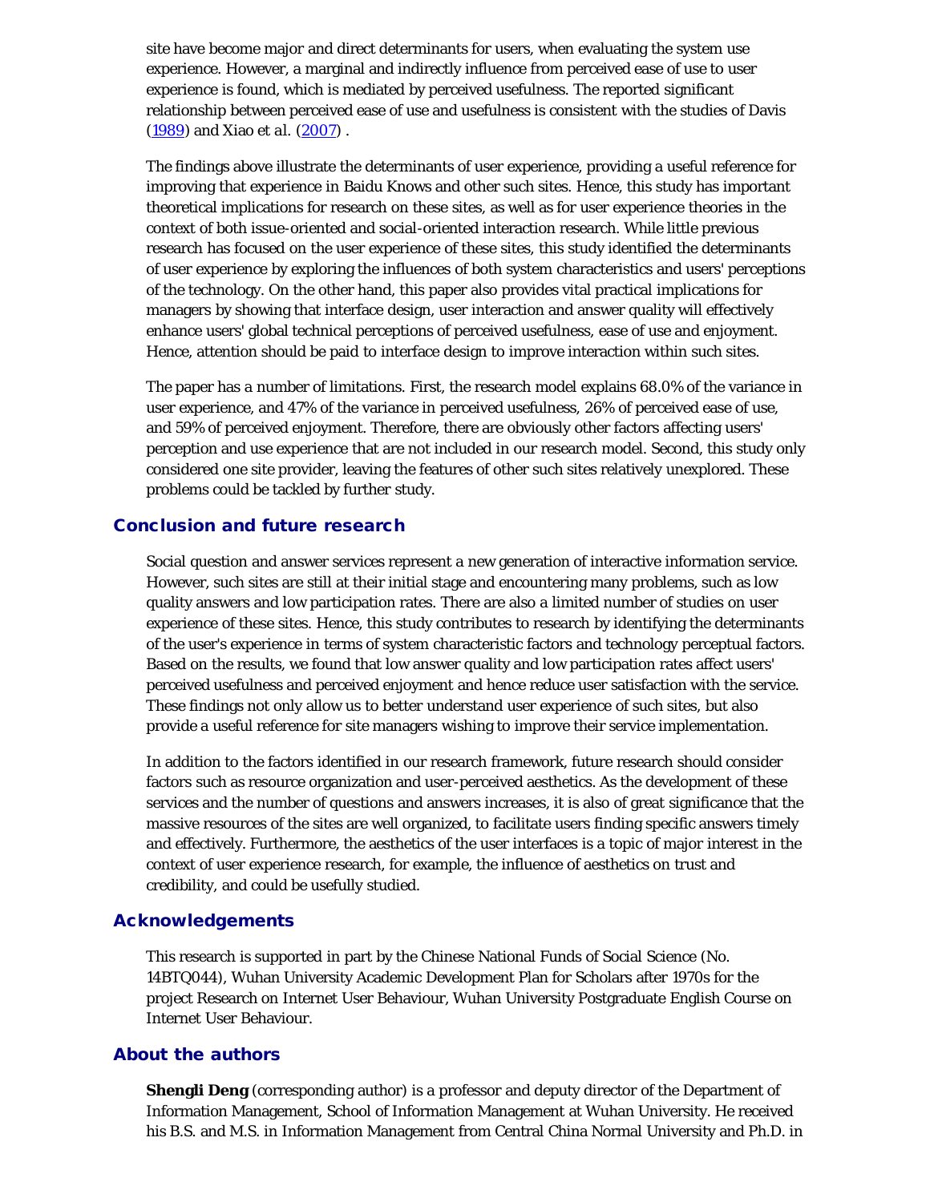site have become major and direct determinants for users, when evaluating the system use experience. However, a marginal and indirectly influence from perceived ease of use to user experience is found, which is mediated by perceived usefulness. The reported significant relationship between perceived ease of use and usefulness is consistent with the studies of Davis (1989) and Xiao et al. (2007) .

The findings above illustrate the determinants of user experience, providing a useful reference for improving that experience in Baidu Knows and other such sites. Hence, this study has important theoretical implications for research on these sites, as well as for user experience theories in the context of both issue-oriented and social-oriented interaction research. While little previous research has focused on the user experience of these sites, this study identified the determinants of user experience by exploring the influences of both system characteristics and users' perceptions of the technology. On the other hand, this paper also provides vital practical implications for managers by showing that interface design, user interaction and answer quality will effectively enhance users' global technical perceptions of perceived usefulness, ease of use and enjoyment. Hence, attention should be paid to interface design to improve interaction within such sites.

The paper has a number of limitations. First, the research model explains 68.0% of the variance in user experience, and 47% of the variance in perceived usefulness, 26% of perceived ease of use, and 59% of perceived enjoyment. Therefore, there are obviously other factors affecting users' perception and use experience that are not included in our research model. Second, this study only considered one site provider, leaving the features of other such sites relatively unexplored. These problems could be tackled by further study.

## Conclusion and future research

Social question and answer services represent a new generation of interactive information service. However, such sites are still at their initial stage and encountering many problems, such as low quality answers and low participation rates. There are also a limited number of studies on user experience of these sites. Hence, this study contributes to research by identifying the determinants of the user's experience in terms of system characteristic factors and technology perceptual factors. Based on the results, we found that low answer quality and low participation rates affect users' perceived usefulness and perceived enjoyment and hence reduce user satisfaction with the service. These findings not only allow us to better understand user experience of such sites, but also provide a useful reference for site managers wishing to improve their service implementation.

In addition to the factors identified in our research framework, future research should consider factors such as resource organization and user-perceived aesthetics. As the development of these services and the number of questions and answers increases, it is also of great significance that the massive resources of the sites are well organized, to facilitate users finding specific answers timely and effectively. Furthermore, the aesthetics of the user interfaces is a topic of major interest in the context of user experience research, for example, the influence of aesthetics on trust and credibility, and could be usefully studied.

## Acknowledgements

This research is supported in part by the Chinese National Funds of Social Science (No. 14BTQ044), Wuhan University Academic Development Plan for Scholars after 1970s for the project Research on Internet User Behaviour, Wuhan University Postgraduate English Course on Internet User Behaviour.

## About the authors

**Shengli Deng** (corresponding author) is a professor and deputy director of the Department of Information Management, School of Information Management at Wuhan University. He received his B.S. and M.S. in Information Management from Central China Normal University and Ph.D. in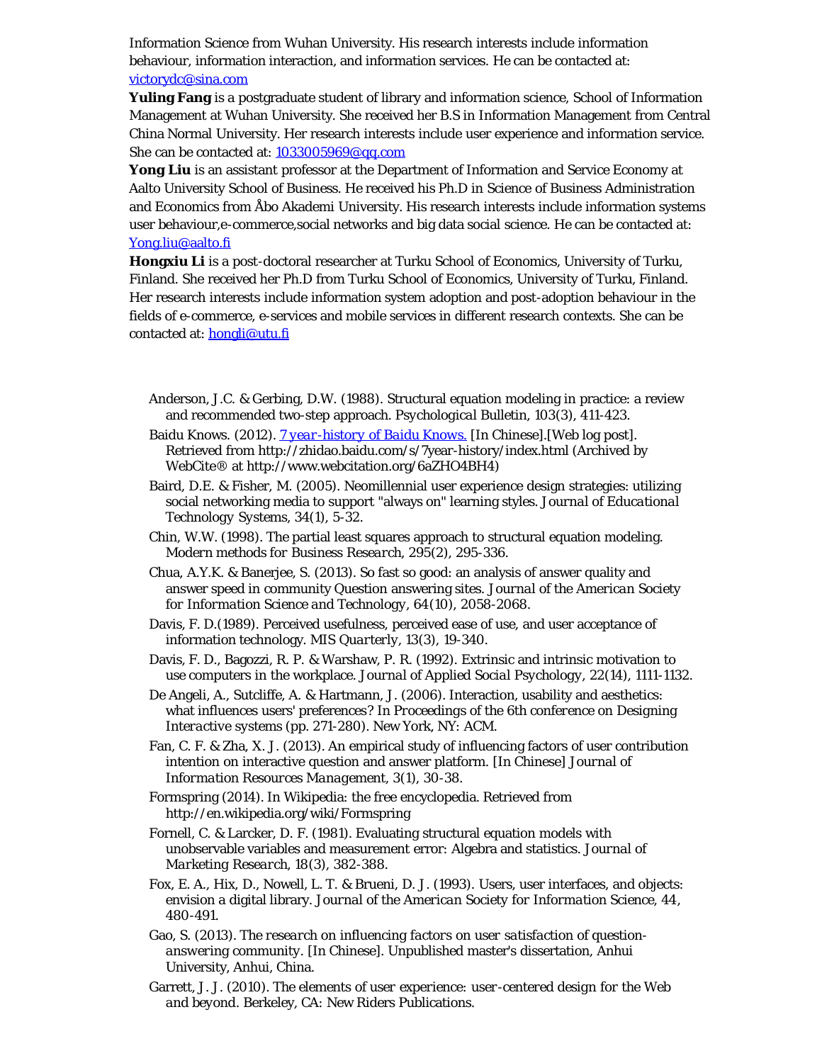Information Science from Wuhan University. His research interests include information behaviour, information interaction, and information services. He can be contacted at: victorydc@sina.com

**Yuling Fang** is a postgraduate student of library and information science, School of Information Management at Wuhan University. She received her B.S in Information Management from Central China Normal University. Her research interests include user experience and information service. She can be contacted at: 1033005969@qq.com

**Yong Liu** is an assistant professor at the Department of Information and Service Economy at Aalto University School of Business. He received his Ph.D in Science of Business Administration and Economics from Åbo Akademi University. His research interests include information systems user behaviour,e-commerce,social networks and big data social science. He can be contacted at: Yong.liu@aalto.fi

**Hongxiu Li** is a post-doctoral researcher at Turku School of Economics, University of Turku, Finland. She received her Ph.D from Turku School of Economics, University of Turku, Finland. Her research interests include information system adoption and post-adoption behaviour in the fields of e-commerce, e-services and mobile services in different research contexts. She can be contacted at: hongli@utu.fi

- Anderson, J.C. & Gerbing, D.W. (1988). Structural equation modeling in practice: a review and recommended two-step approach. *Psychological Bulletin*, 103(3), 411-423.
- Baidu Knows. (2012). *7 year-history of Baidu Knows.* [In Chinese].[Web log post]. Retrieved from http://zhidao.baidu.com/s/7year-history/index.html (Archived by WebCite® at http://www.webcitation.org/6aZHO4BH4)
- Baird, D.E. & Fisher, M. (2005). Neomillennial user experience design strategies: utilizing social networking media to support "always on" learning styles. *Journal of Educational Technology Systems*, 34(1), 5-32.
- Chin, W.W. (1998). The partial least squares approach to structural equation modeling. *Modern methods for Business Research*, 295(2), 295-336.
- Chua, A.Y.K. & Banerjee, S. (2013). So fast so good: an analysis of answer quality and answer speed in community Question answering sites. *Journal of the American Society for Information Science and Technology*, 64(10), 2058-2068.
- Davis, F. D.(1989). Perceived usefulness, perceived ease of use, and user acceptance of information technology. *MIS Quarterly*, 13(3), 19-340.
- Davis, F. D., Bagozzi, R. P. & Warshaw, P. R. (1992). Extrinsic and intrinsic motivation to use computers in the workplace. *Journal of Applied Social Psychology*, 22(14), 1111-1132.
- De Angeli, A., Sutcliffe, A. & Hartmann, J. (2006). Interaction, usability and aesthetics: what influences users' preferences? In *Proceedings of the 6th conference on Designing Interactive systems* (pp. 271-280). New York, NY: ACM.
- Fan, C. F. & Zha, X. J. (2013). An empirical study of influencing factors of user contribution intention on interactive question and answer platform. [In Chinese] *Journal of Information Resources Management*, 3(1), 30-38.
- Formspring (2014). In Wikipedia: the free encyclopedia. Retrieved from http://en.wikipedia.org/wiki/Formspring
- Fornell, C. & Larcker, D. F. (1981). Evaluating structural equation models with unobservable variables and measurement error: Algebra and statistics. *Journal of Marketing Research*, 18(3), 382-388.
- Fox, E. A., Hix, D., Nowell, L. T. & Brueni, D. J. (1993). Users, user interfaces, and objects: envision a digital library. *Journal of the American Society for Information Science*, 44, 480-491.
- Gao, S. (2013). *The research on influencing factors on user satisfaction of question-answering community.* [In Chinese]. Unpublished master's dissertation, Anhui University, Anhui, China.
- Garrett, J. J. (2010). *The elements of user experience: user-centered design for the Web and beyond.* Berkeley, CA: New Riders Publications.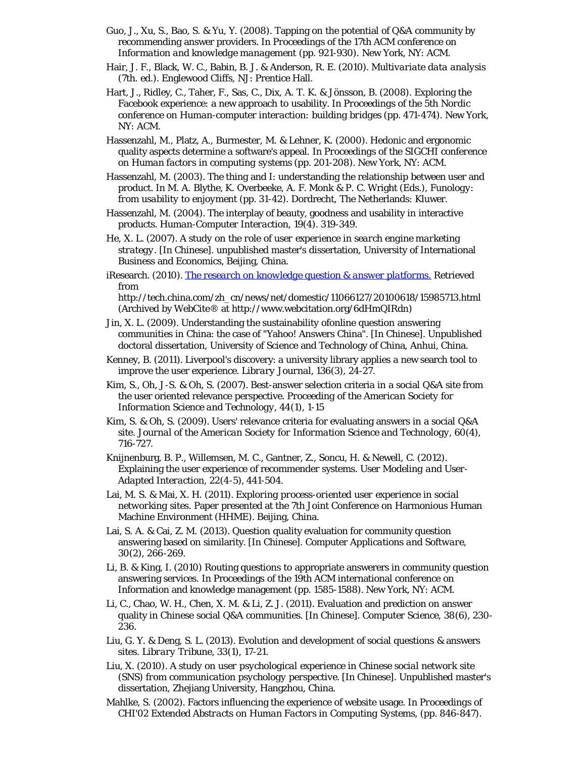Guo, J., Xu, S., Bao, S. & Yu, Y. (2008). Tapping on the potential of Q&A community by recommending answer providers. In *Proceedings of the 17th ACM conference on Information and knowledge management* (pp. 921-930). New York, NY: ACM.

Hair, J. F., Black, W. C., Babin, B. J. & Anderson, R. E. (2010). *Multivariate data analysis* (7th. ed.). Englewood Cliffs, NJ: Prentice Hall.

Hart, J., Ridley, C., Taher, F., Sas, C., Dix, A. T. K. & Jönsson, B. (2008). Exploring the Facebook experience: a new approach to usability. In *Proceedings of the 5th Nordic conference on Human-computer interaction: building bridges* (pp. 471-474). New York, NY: ACM.

Hassenzahl, M., Platz, A., Burmester, M. & Lehner, K. (2000). Hedonic and ergonomic quality aspects determine a software's appeal. In *Proceedings of the SIGCHI conference on Human factors in computing systems* (pp. 201-208). New York, NY: ACM.

Hassenzahl, M. (2003). The thing and I: understanding the relationship between user and product. In M. A. Blythe, K. Overbeeke, A. F. Monk & P. C. Wright (Eds.), *Funology: from usability to enjoyment* (pp. 31-42). Dordrecht, The Netherlands: Kluwer.

Hassenzahl, M. (2004). The interplay of beauty, goodness and usability in interactive products. *Human-Computer Interaction, 19*(4). 319-349.

He, X. L. (2007). *A study on the role of user experience in search engine marketing strategy*. [In Chinese]. unpublished master's dissertation, University of International Business and Economics, Beijing, China.

iResearch. (2010). *The research on knowledge question & answer platforms.* Retrieved from http://tech.china.com/zh_cn/news/net/domestic/11066127/20100618/15985713.html (Archived by WebCite® at http://www.webcitation.org/6dHmQIRdn)

Jin, X. L. (2009). Understanding the sustainability ofonline question answering communities in China: the case of "Yahoo! Answers China". [In Chinese]. Unpublished doctoral dissertation, University of Science and Technology of China, Anhui, China.

Kenney, B. (2011). Liverpool's discovery: a university library applies a new search tool to improve the user experience. *Library Journal, 136*(3), 24-27.

Kim, S., Oh, J-S. & Oh, S. (2007). Best-answer selection criteria in a social Q&A site from the user oriented relevance perspective. *Proceeding of the American Society for Information Science and Technology, 44*(1), 1-15

Kim, S. & Oh, S. (2009). Users' relevance criteria for evaluating answers in a social Q&A site. *Journal of the American Society for Information Science and Technology, 60*(4), 716-727.

Knijnenburg, B. P., Willemsen, M. C., Gantner, Z., Soncu, H. & Newell, C. (2012). Explaining the user experience of recommender systems. *User Modeling and User-Adapted Interaction, 22*(4-5), 441-504.

Lai, M. S. & Mai, X. H. (2011). Exploring process-oriented user experience in social networking sites. Paper presented at the 7th Joint Conference on Harmonious Human Machine Environment (HHME). Beijing, China.

Lai, S. A. & Cai, Z. M. (2013). Question quality evaluation for community question answering based on similarity. [In Chinese]. *Computer Applications and Software, 30*(2), 266-269.

Li, B. & King, I. (2010) Routing questions to appropriate answerers in community question answering services. In Proceedings of the 19th ACM international conference on Information and knowledge management (pp. 1585-1588). New York, NY: ACM.

Li, C., Chao, W. H., Chen, X. M. & Li, Z. J. (2011). Evaluation and prediction on answer quality in Chinese social Q&A communities. [In Chinese]. Computer Science, 38(6), 230-236.

Liu, G. Y. & Deng, S. L. (2013). Evolution and development of social questions & answers sites. *Library Tribune, 33*(1), 17-21.

Liu, X. (2010). *A study on user psychological experience in Chinese social network site (SNS) from communication psychology perspective*. [In Chinese]. Unpublished master's dissertation, Zhejiang University, Hangzhou, China.

Mahlke, S. (2002). Factors influencing the experience of website usage. In *Proceedings of CHI'02 Extended Abstracts on Human Factors in Computing Systems*, (pp. 846-847).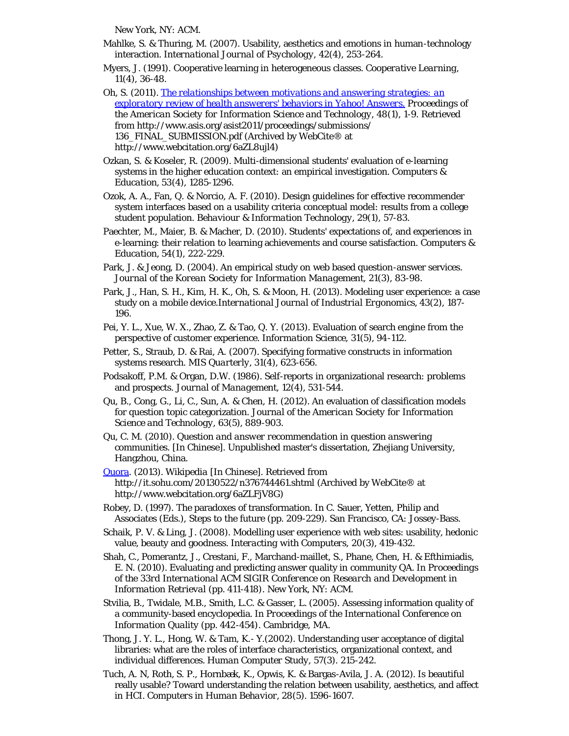New York, NY: ACM.

Mahlke, S. & Thuring, M. (2007). Usability, aesthetics and emotions in human-technology interaction. *International Journal of Psychology, 42*(4), 253-264.

Myers, J. (1991). Cooperative learning in heterogeneous classes. *Cooperative Learning, 11*(4), 36-48.

Oh, S. (2011). [*The relationships between motivations and answering strategies: an exploratory review of health answerers' behaviors in Yahoo! Answers.*](http://www.asis.org/asist2011/proceedings/submissions/136_FINAL_SUBMISSION.pdf) *Proceedings of the American Society for Information Science and Technology, 48*(1), 1-9. Retrieved from http://www.asis.org/asist2011/proceedings/submissions/ 136_FINAL_SUBMISSION.pdf (Archived by WebCite® at http://www.webcitation.org/6aZL8ujl4)

Ozkan, S. & Koseler, R. (2009). Multi-dimensional students' evaluation of e-learning systems in the higher education context: an empirical investigation. *Computers & Education, 53*(4), 1285-1296.

Ozok, A. A., Fan, Q. & Norcio, A. F. (2010). Design guidelines for effective recommender system interfaces based on a usability criteria conceptual model: results from a college student population. *Behaviour & Information Technology, 29*(1), 57-83.

Paechter, M., Maier, B. & Macher, D. (2010). Students' expectations of, and experiences in e-learning: their relation to learning achievements and course satisfaction. *Computers & Education, 54*(1), 222-229.

Park, J. & Jeong, D. (2004). An empirical study on web based question-answer services. *Journal of the Korean Society for Information Management, 21*(3), 83-98.

Park, J., Han, S. H., Kim, H. K., Oh, S. & Moon, H. (2013). Modeling user experience: a case study on a mobile device.*International Journal of Industrial Ergonomics, 43*(2), 187-196.

Pei, Y. L., Xue, W. X., Zhao, Z. & Tao, Q. Y. (2013). Evaluation of search engine from the perspective of customer experience. *Information Science, 31*(5), 94-112.

Petter, S., Straub, D. & Rai, A. (2007). Specifying formative constructs in information systems research. *MIS Quarterly, 31*(4), 623-656.

Podsakoff, P.M. & Organ, D.W. (1986). Self-reports in organizational research: problems and prospects. *Journal of Management, 12*(4), 531-544.

Qu, B., Cong, G., Li, C., Sun, A. & Chen, H. (2012). An evaluation of classification models for question topic categorization. *Journal of the American Society for Information Science and Technology, 63*(5), 889-903.

Qu, C. M. (2010). *Question and answer recommendation in question answering communities.* [In Chinese]. Unpublished master's dissertation, Zhejiang University, Hangzhou, China.

[Quora](http://it.sohu.com/20130522/n376744461.shtml). (2013). Wikipedia [In Chinese]. Retrieved from http://it.sohu.com/20130522/n376744461.shtml (Archived by WebCite® at http://www.webcitation.org/6aZLFjV8G)

Robey, D. (1997). The paradoxes of transformation. In C. Sauer, Yetten, Philip and Associates (Eds.), Steps to the future (pp. 209-229). San Francisco, CA: Jossey-Bass.

Schaik, P. V. & Ling, J. (2008). Modelling user experience with web sites: usability, hedonic value, beauty and goodness. *Interacting with Computers, 20*(3), 419-432.

Shah, C., Pomerantz, J., Crestani, F., Marchand-maillet, S., Phane, Chen, H. & Efthimiadis, E. N. (2010). Evaluating and predicting answer quality in community QA. In *Proceedings of the 33rd International ACM SIGIR Conference on Research and Development in Information Retrieval* (pp. 411-418). New York, NY: ACM.

Stvilia, B., Twidale, M.B., Smith, L.C. & Gasser, L. (2005). Assessing information quality of a community-based encyclopedia. In *Proceedings of the International Conference on Information Quality* (pp. 442-454). Cambridge, MA.

Thong, J. Y. L., Hong, W. & Tam, K.- Y.(2002). Understanding user acceptance of digital libraries: what are the roles of interface characteristics, organizational context, and individual differences. *Human Computer Study, 57*(3). 215-242.

Tuch, A. N, Roth, S. P., Hornbæk, K., Opwis, K. & Bargas-Avila, J. A. (2012). Is beautiful really usable? Toward understanding the relation between usability, aesthetics, and affect in HCI. *Computers in Human Behavior, 28*(5). 1596-1607.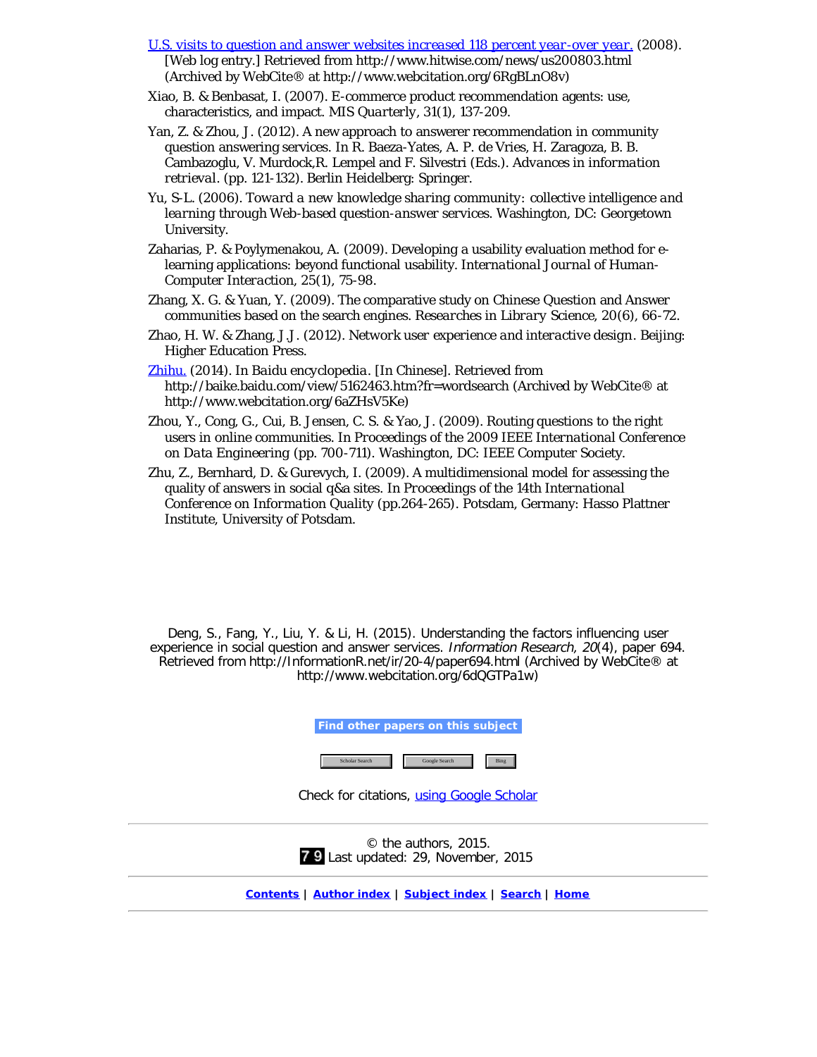U.S. visits to question and answer websites increased 118 percent year-over year. (2008). [Web log entry.] Retrieved from http://www.hitwise.com/news/us200803.html (Archived by WebCite® at http://www.webcitation.org/6RgBLnO8v)

Xiao, B. & Benbasat, I. (2007). E-commerce product recommendation agents: use, characteristics, and impact. *MIS Quarterly*, 31(1), 137-209.

Yan, Z. & Zhou, J. (2012). A new approach to answerer recommendation in community question answering services. In R. Baeza-Yates, A. P. de Vries, H. Zaragoza, B. B. Cambazoglu, V. Murdock,R. Lempel and F. Silvestri (Eds.). *Advances in information retrieval*. (pp. 121-132). Berlin Heidelberg: Springer.

Yu, S-L. (2006). *Toward a new knowledge sharing community: collective intelligence and learning through Web-based question-answer services*. Washington, DC: Georgetown University.

Zaharias, P. & Poylymenakou, A. (2009). Developing a usability evaluation method for e-learning applications: beyond functional usability. *International Journal of Human-Computer Interaction*, 25(1), 75-98.

Zhang, X. G. & Yuan, Y. (2009). The comparative study on Chinese Question and Answer communities based on the search engines. *Researches in Library Science*, 20(6), 66-72.

Zhao, H. W. & Zhang, J.J. (2012). *Network user experience and interactive design*. Beijing: Higher Education Press.

Zhihu. (2014). In *Baidu encyclopedia*. [In Chinese]. Retrieved from http://baike.baidu.com/view/5162463.htm?fr=wordsearch (Archived by WebCite® at http://www.webcitation.org/6aZHsV5Ke)

Zhou, Y., Cong, G., Cui, B. Jensen, C. S. & Yao, J. (2009). Routing questions to the right users in online communities. In *Proceedings of the 2009 IEEE International Conference on Data Engineering* (pp. 700-711). Washington, DC: IEEE Computer Society.

Zhu, Z., Bernhard, D. & Gurevych, I. (2009). A multidimensional model for assessing the quality of answers in social q&a sites. In *Proceedings of the 14th International Conference on Information Quality* (pp.264-265). Potsdam, Germany: Hasso Plattner Institute, University of Potsdam.

Deng, S., Fang, Y., Liu, Y. & Li, H. (2015). Understanding the factors influencing user experience in social question and answer services. *Information Research*, *20*(4), paper 694. Retrieved from http://InformationR.net/ir/20-4/paper694.html (Archived by WebCite® at http://www.webcitation.org/6dQGTPa1w)

**Find other papers on this subject**

Scholar Search | Google Search | Bing

Check for citations, using Google Scholar

© the authors, 2015.
Last updated: 29, November, 2015

**Contents** | **Author index** | **Subject index** | **Search** | **Home**